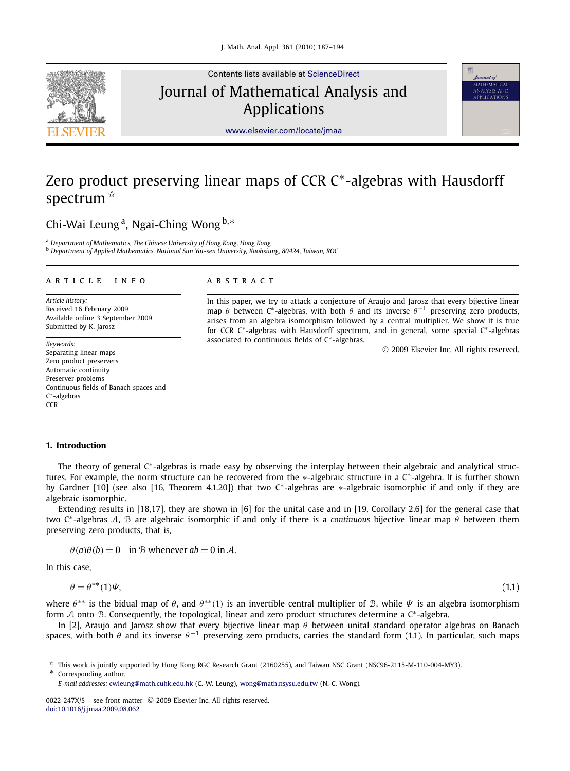# Zero product preserving linear maps of CCR C*-algebras with Hausdorff spectrum ☆

Chi-Wai Leung [a], Ngai-Ching Wong [b,*]

[a] Department of Mathematics, The Chinese University of Hong Kong, Hong Kong
[b] Department of Applied Mathematics, National Sun Yat-sen University, Kaohsiung, 80424, Taiwan, ROC

**ARTICLE INFO**

*Article history:*
Received 16 February 2009
Available online 3 September 2009
Submitted by K. Jarosz

*Keywords:*
Separating linear maps
Zero product preservers
Automatic continuity
Preserver problems
Continuous fields of Banach spaces and C*-algebras
CCR

**ABSTRACT**

In this paper, we try to attack a conjecture of Araujo and Jarosz that every bijective linear map $\theta$ between C*-algebras, with both $\theta$ and its inverse $\theta^{-1}$ preserving zero products, arises from an algebra isomorphism followed by a central multiplier. We show it is true for CCR C*-algebras with Hausdorff spectrum, and in general, some special C*-algebras associated to continuous fields of C*-algebras.

© 2009 Elsevier Inc. All rights reserved.

## 1. Introduction

The theory of general C*-algebras is made easy by observing the interplay between their algebraic and analytical structures. For example, the norm structure can be recovered from the $*$-algebraic structure in a C*-algebra. It is further shown by Gardner [10] (see also [16, Theorem 4.1.20]) that two C*-algebras are $*$-algebraic isomorphic if and only if they are algebraic isomorphic.

Extending results in [18,17], they are shown in [6] for the unital case and in [19, Corollary 2.6] for the general case that two C*-algebras $\mathcal{A}$, $\mathcal{B}$ are algebraic isomorphic if and only if there is a *continuous* bijective linear map $\theta$ between them preserving zero products, that is,

$$\theta(a)\theta(b) = 0 \quad \text{in } \mathcal{B} \text{ whenever } ab = 0 \text{ in } \mathcal{A}.$$

In this case,

$$\theta = \theta^{**}(1)\Psi, \tag{1.1}$$

where $\theta^{**}$ is the bidual map of $\theta$, and $\theta^{**}(1)$ is an invertible central multiplier of $\mathcal{B}$, while $\Psi$ is an algebra isomorphism form $\mathcal{A}$ onto $\mathcal{B}$. Consequently, the topological, linear and zero product structures determine a C*-algebra.

In [2], Araujo and Jarosz show that every bijective linear map $\theta$ between unital standard operator algebras on Banach spaces, with both $\theta$ and its inverse $\theta^{-1}$ preserving zero products, carries the standard form (1.1). In particular, such maps

---

☆ This work is jointly supported by Hong Kong RGC Research Grant (2160255), and Taiwan NSC Grant (NSC96-2115-M-110-004-MY3).
\* Corresponding author.
*E-mail addresses:* cwleung@math.cuhk.edu.hk (C.-W. Leung), wong@math.nsysu.edu.tw (N.-C. Wong).

0022-247X/$ – see front matter © 2009 Elsevier Inc. All rights reserved.
doi:10.1016/j.jmaa.2009.08.062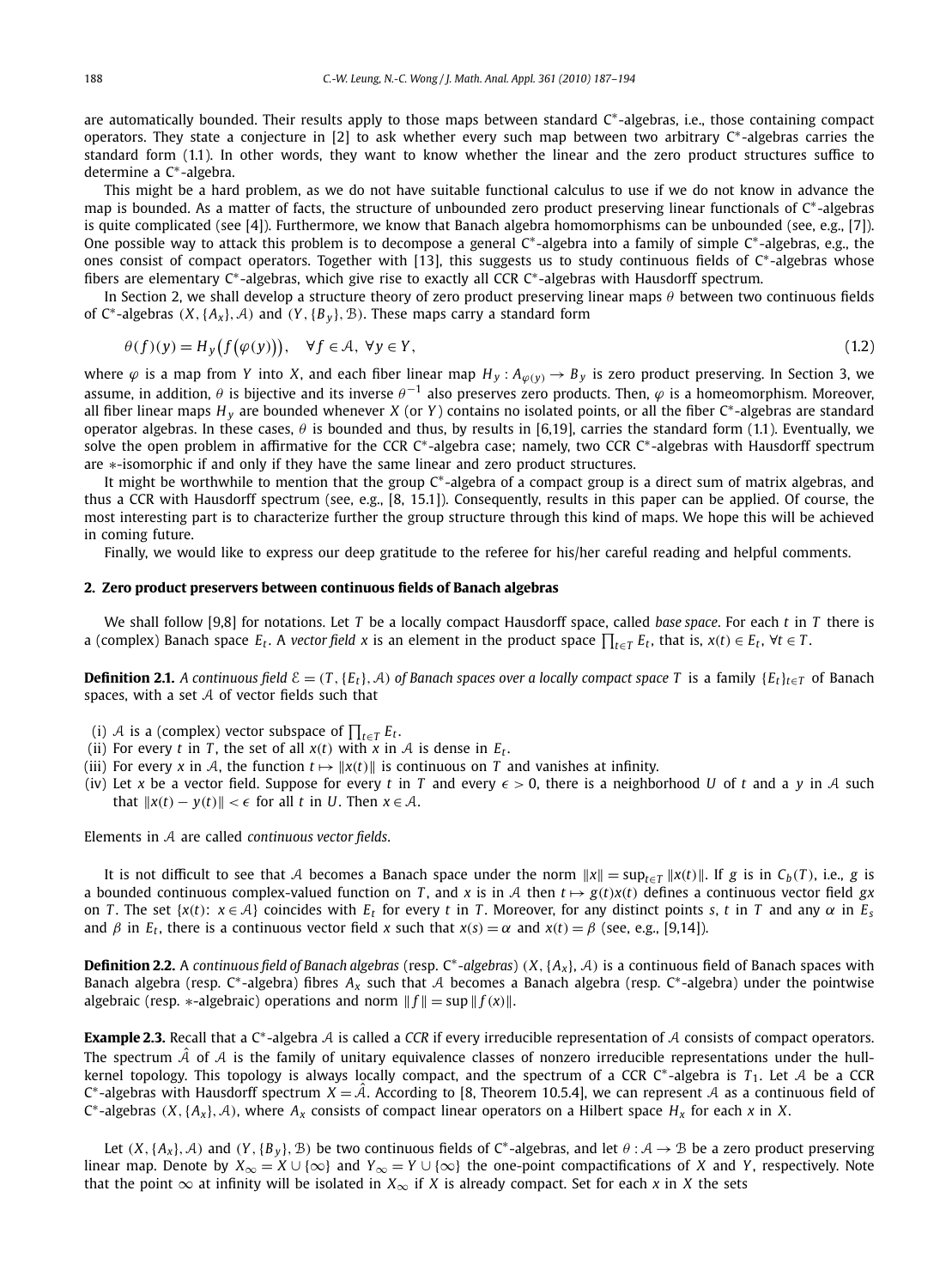are automatically bounded. Their results apply to those maps between standard C*-algebras, i.e., those containing compact operators. They state a conjecture in [2] to ask whether every such map between two arbitrary C*-algebras carries the standard form (1.1). In other words, they want to know whether the linear and the zero product structures suffice to determine a C*-algebra.

This might be a hard problem, as we do not have suitable functional calculus to use if we do not know in advance the map is bounded. As a matter of facts, the structure of unbounded zero product preserving linear functionals of C*-algebras is quite complicated (see [4]). Furthermore, we know that Banach algebra homomorphisms can be unbounded (see, e.g., [7]). One possible way to attack this problem is to decompose a general C*-algebra into a family of simple C*-algebras, e.g., the ones consist of compact operators. Together with [13], this suggests us to study continuous fields of C*-algebras whose fibers are elementary C*-algebras, which give rise to exactly all CCR C*-algebras with Hausdorff spectrum.

In Section 2, we shall develop a structure theory of zero product preserving linear maps $\theta$ between two continuous fields of C*-algebras $(X, \{A_x\}, \mathcal{A})$ and $(Y, \{B_y\}, \mathcal{B})$. These maps carry a standard form

$$\theta(f)(y) = H_y\big(f\big(\varphi(y)\big)\big), \quad \forall f \in \mathcal{A},\ \forall y \in Y, \tag{1.2}$$

where $\varphi$ is a map from $Y$ into $X$, and each fiber linear map $H_y : A_{\varphi(y)} \to B_y$ is zero product preserving. In Section 3, we assume, in addition, $\theta$ is bijective and its inverse $\theta^{-1}$ also preserves zero products. Then, $\varphi$ is a homeomorphism. Moreover, all fiber linear maps $H_y$ are bounded whenever $X$ (or $Y$) contains no isolated points, or all the fiber C*-algebras are standard operator algebras. In these cases, $\theta$ is bounded and thus, by results in [6,19], carries the standard form (1.1). Eventually, we solve the open problem in affirmative for the CCR C*-algebra case; namely, two CCR C*-algebras with Hausdorff spectrum are $*$-isomorphic if and only if they have the same linear and zero product structures.

It might be worthwhile to mention that the group C*-algebra of a compact group is a direct sum of matrix algebras, and thus a CCR with Hausdorff spectrum (see, e.g., [8, 15.1]). Consequently, results in this paper can be applied. Of course, the most interesting part is to characterize further the group structure through this kind of maps. We hope this will be achieved in coming future.

Finally, we would like to express our deep gratitude to the referee for his/her careful reading and helpful comments.

## 2. Zero product preservers between continuous fields of Banach algebras

We shall follow [9,8] for notations. Let $T$ be a locally compact Hausdorff space, called *base space*. For each $t$ in $T$ there is a (complex) Banach space $E_t$. A *vector field* $x$ is an element in the product space $\prod_{t\in T} E_t$, that is, $x(t) \in E_t$, $\forall t \in T$.

**Definition 2.1.** *A continuous field $\mathcal{E} = (T, \{E_t\}, \mathcal{A})$ of Banach spaces over a locally compact space $T$* is a family $\{E_t\}_{t\in T}$ of Banach spaces, with a set $\mathcal{A}$ of vector fields such that

(i) $\mathcal{A}$ is a (complex) vector subspace of $\prod_{t\in T} E_t$.
(ii) For every $t$ in $T$, the set of all $x(t)$ with $x$ in $\mathcal{A}$ is dense in $E_t$.
(iii) For every $x$ in $\mathcal{A}$, the function $t \mapsto \|x(t)\|$ is continuous on $T$ and vanishes at infinity.
(iv) Let $x$ be a vector field. Suppose for every $t$ in $T$ and every $\epsilon > 0$, there is a neighborhood $U$ of $t$ and a $y$ in $\mathcal{A}$ such that $\|x(t) - y(t)\| < \epsilon$ for all $t$ in $U$. Then $x \in \mathcal{A}$.

Elements in $\mathcal{A}$ are called *continuous vector fields*.

It is not difficult to see that $\mathcal{A}$ becomes a Banach space under the norm $\|x\| = \sup_{t\in T} \|x(t)\|$. If $g$ is in $C_b(T)$, i.e., $g$ is a bounded continuous complex-valued function on $T$, and $x$ is in $\mathcal{A}$ then $t \mapsto g(t)x(t)$ defines a continuous vector field $gx$ on $T$. The set $\{x(t)\colon x \in \mathcal{A}\}$ coincides with $E_t$ for every $t$ in $T$. Moreover, for any distinct points $s$, $t$ in $T$ and any $\alpha$ in $E_s$ and $\beta$ in $E_t$, there is a continuous vector field $x$ such that $x(s) = \alpha$ and $x(t) = \beta$ (see, e.g., [9,14]).

**Definition 2.2.** A *continuous field of Banach algebras* (resp. *C*-algebras*) $(X, \{A_x\}, \mathcal{A})$ is a continuous field of Banach spaces with Banach algebra (resp. C*-algebra) fibres $A_x$ such that $\mathcal{A}$ becomes a Banach algebra (resp. C*-algebra) under the pointwise algebraic (resp. $*$-algebraic) operations and norm $\|f\| = \sup \|f(x)\|$.

**Example 2.3.** Recall that a C*-algebra $\mathcal{A}$ is called a *CCR* if every irreducible representation of $\mathcal{A}$ consists of compact operators. The spectrum $\hat{A}$ of $\mathcal{A}$ is the family of unitary equivalence classes of nonzero irreducible representations under the hull-kernel topology. This topology is always locally compact, and the spectrum of a CCR C*-algebra is $T_1$. Let $\mathcal{A}$ be a CCR C*-algebras with Hausdorff spectrum $X = \hat{A}$. According to [8, Theorem 10.5.4], we can represent $\mathcal{A}$ as a continuous field of C*-algebras $(X, \{A_x\}, \mathcal{A})$, where $A_x$ consists of compact linear operators on a Hilbert space $H_x$ for each $x$ in $X$.

Let $(X, \{A_x\}, \mathcal{A})$ and $(Y, \{B_y\}, \mathcal{B})$ be two continuous fields of C*-algebras, and let $\theta : \mathcal{A} \to \mathcal{B}$ be a zero product preserving linear map. Denote by $X_\infty = X \cup \{\infty\}$ and $Y_\infty = Y \cup \{\infty\}$ the one-point compactifications of $X$ and $Y$, respectively. Note that the point $\infty$ at infinity will be isolated in $X_\infty$ if $X$ is already compact. Set for each $x$ in $X$ the sets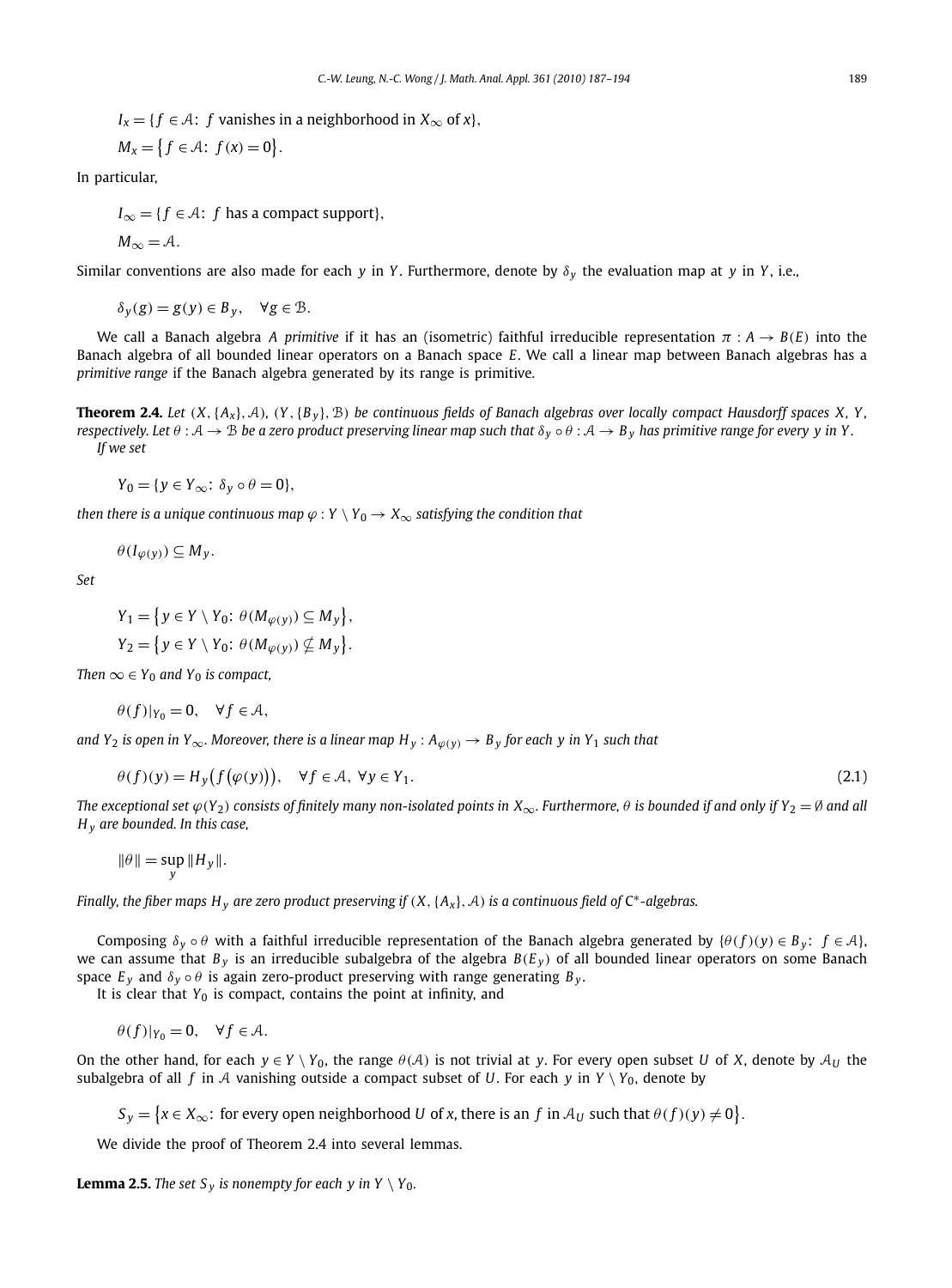$$I_x = \{f \in \mathcal{A}\colon\ f \text{ vanishes in a neighborhood in } X_\infty \text{ of } x\},$$

$$M_x = \{f \in \mathcal{A}\colon\ f(x) = 0\}.$$

In particular,

$$I_\infty = \{f \in \mathcal{A}\colon\ f \text{ has a compact support}\},$$

$$M_\infty = \mathcal{A}.$$

Similar conventions are also made for each $y$ in $Y$. Furthermore, denote by $\delta_y$ the evaluation map at $y$ in $Y$, i.e.,

$$\delta_y(g) = g(y) \in B_y, \quad \forall g \in \mathcal{B}.$$

We call a Banach algebra $A$ *primitive* if it has an (isometric) faithful irreducible representation $\pi : A \to B(E)$ into the Banach algebra of all bounded linear operators on a Banach space $E$. We call a linear map between Banach algebras has a *primitive range* if the Banach algebra generated by its range is primitive.

**Theorem 2.4.** *Let $(X, \{A_x\}, \mathcal{A})$, $(Y, \{B_y\}, \mathcal{B})$ be continuous fields of Banach algebras over locally compact Hausdorff spaces $X$, $Y$, respectively. Let $\theta : \mathcal{A} \to \mathcal{B}$ be a zero product preserving linear map such that $\delta_y \circ \theta : \mathcal{A} \to B_y$ has primitive range for every $y$ in $Y$.*

*If we set*

$$Y_0 = \{y \in Y_\infty\colon\ \delta_y \circ \theta = 0\},$$

*then there is a unique continuous map $\varphi : Y \setminus Y_0 \to X_\infty$ satisfying the condition that*

$$\theta(I_{\varphi(y)}) \subseteq M_y.$$

*Set*

$$Y_1 = \{y \in Y \setminus Y_0\colon\ \theta(M_{\varphi(y)}) \subseteq M_y\},$$

$$Y_2 = \{y \in Y \setminus Y_0\colon\ \theta(M_{\varphi(y)}) \nsubseteq M_y\}.$$

*Then $\infty \in Y_0$ and $Y_0$ is compact,*

$$\theta(f)|_{Y_0} = 0, \quad \forall f \in \mathcal{A},$$

*and $Y_2$ is open in $Y_\infty$. Moreover, there is a linear map $H_y : A_{\varphi(y)} \to B_y$ for each $y$ in $Y_1$ such that*

$$\theta(f)(y) = H_y\big(f(\varphi(y))\big), \quad \forall f \in \mathcal{A},\ \forall y \in Y_1. \tag{2.1}$$

*The exceptional set $\varphi(Y_2)$ consists of finitely many non-isolated points in $X_\infty$. Furthermore, $\theta$ is bounded if and only if $Y_2 = \emptyset$ and all $H_y$ are bounded. In this case,*

$$\|\theta\| = \sup_y \|H_y\|.$$

*Finally, the fiber maps $H_y$ are zero product preserving if $(X, \{A_x\}, \mathcal{A})$ is a continuous field of C\*-algebras.*

Composing $\delta_y \circ \theta$ with a faithful irreducible representation of the Banach algebra generated by $\{\theta(f)(y) \in B_y\colon\ f \in \mathcal{A}\}$, we can assume that $B_y$ is an irreducible subalgebra of the algebra $B(E_y)$ of all bounded linear operators on some Banach space $E_y$ and $\delta_y \circ \theta$ is again zero-product preserving with range generating $B_y$.

It is clear that $Y_0$ is compact, contains the point at infinity, and

$$\theta(f)|_{Y_0} = 0, \quad \forall f \in \mathcal{A}.$$

On the other hand, for each $y \in Y \setminus Y_0$, the range $\theta(\mathcal{A})$ is not trivial at $y$. For every open subset $U$ of $X$, denote by $\mathcal{A}_U$ the subalgebra of all $f$ in $\mathcal{A}$ vanishing outside a compact subset of $U$. For each $y$ in $Y \setminus Y_0$, denote by

$$S_y = \{x \in X_\infty\colon\ \text{for every open neighborhood } U \text{ of } x, \text{ there is an } f \text{ in } \mathcal{A}_U \text{ such that } \theta(f)(y) \neq 0\}.$$

We divide the proof of Theorem 2.4 into several lemmas.

**Lemma 2.5.** *The set $S_y$ is nonempty for each $y$ in $Y \setminus Y_0$.*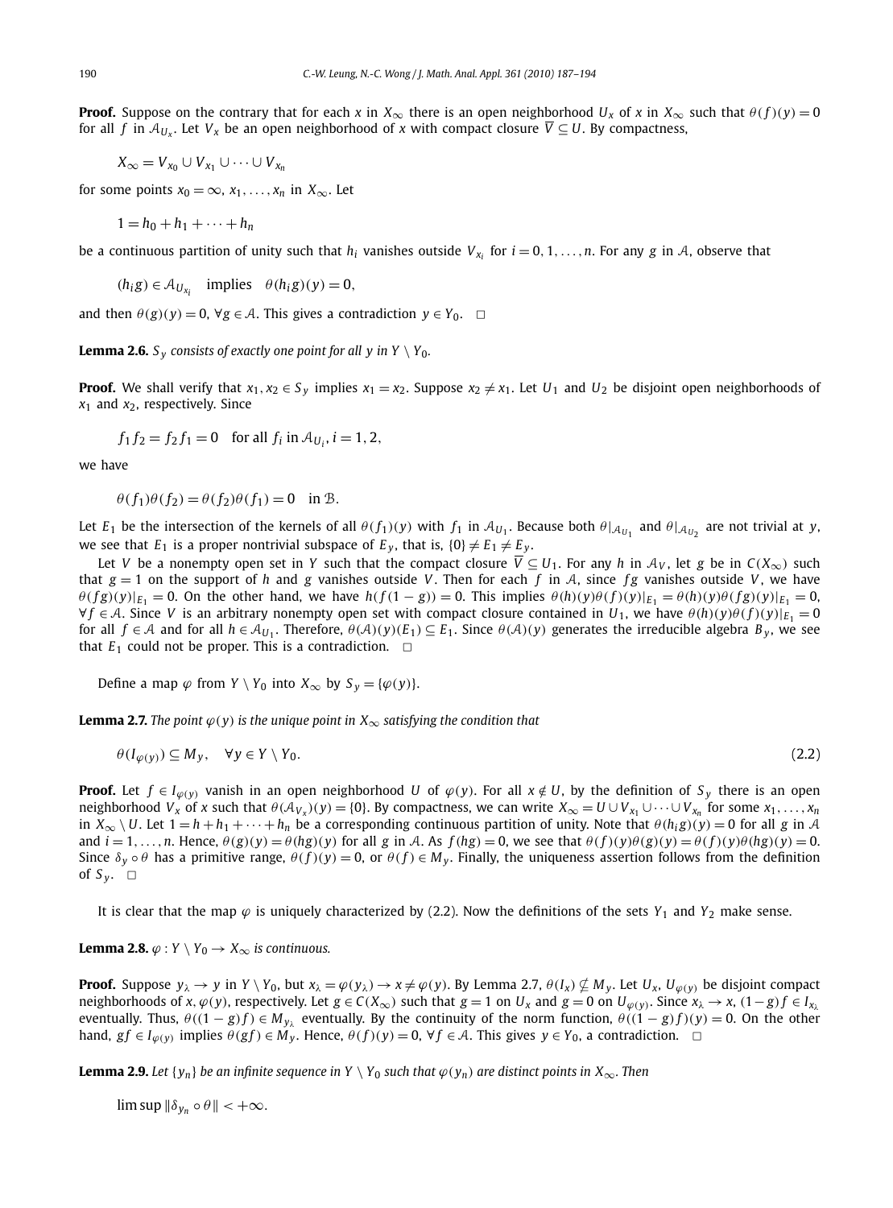**Proof.** Suppose on the contrary that for each $x$ in $X_\infty$ there is an open neighborhood $U_x$ of $x$ in $X_\infty$ such that $\theta(f)(y) = 0$ for all $f$ in $\mathcal{A}_{U_x}$. Let $V_x$ be an open neighborhood of $x$ with compact closure $\overline{V} \subseteq U$. By compactness,

$$X_\infty = V_{x_0} \cup V_{x_1} \cup \cdots \cup V_{x_n}$$

for some points $x_0 = \infty, x_1, \ldots, x_n$ in $X_\infty$. Let

$$1 = h_0 + h_1 + \cdots + h_n$$

be a continuous partition of unity such that $h_i$ vanishes outside $V_{x_i}$ for $i = 0, 1, \ldots, n$. For any $g$ in $\mathcal{A}$, observe that

$$(h_i g) \in \mathcal{A}_{U_{x_i}} \quad \text{implies} \quad \theta(h_i g)(y) = 0,$$

and then $\theta(g)(y) = 0$, $\forall g \in \mathcal{A}$. This gives a contradiction $y \in Y_0$. $\square$

**Lemma 2.6.** *$S_y$ consists of exactly one point for all $y$ in $Y \setminus Y_0$.*

**Proof.** We shall verify that $x_1, x_2 \in S_y$ implies $x_1 = x_2$. Suppose $x_2 \neq x_1$. Let $U_1$ and $U_2$ be disjoint open neighborhoods of $x_1$ and $x_2$, respectively. Since

$$f_1 f_2 = f_2 f_1 = 0 \quad \text{for all } f_i \text{ in } \mathcal{A}_{U_i}, i = 1, 2,$$

we have

$$\theta(f_1)\theta(f_2) = \theta(f_2)\theta(f_1) = 0 \quad \text{in } \mathcal{B}.$$

Let $E_1$ be the intersection of the kernels of all $\theta(f_1)(y)$ with $f_1$ in $\mathcal{A}_{U_1}$. Because both $\theta|_{\mathcal{A}_{U_1}}$ and $\theta|_{\mathcal{A}_{U_2}}$ are not trivial at $y$, we see that $E_1$ is a proper nontrivial subspace of $E_y$, that is, $\{0\} \neq E_1 \neq E_y$.

Let $V$ be a nonempty open set in $Y$ such that the compact closure $\overline{V} \subseteq U_1$. For any $h$ in $\mathcal{A}_V$, let $g$ be in $C(X_\infty)$ such that $g = 1$ on the support of $h$ and $g$ vanishes outside $V$. Then for each $f$ in $\mathcal{A}$, since $fg$ vanishes outside $V$, we have $\theta(fg)(y)|_{E_1} = 0$. On the other hand, we have $h(f(1-g)) = 0$. This implies $\theta(h)(y)\theta(f)(y)|_{E_1} = \theta(h)(y)\theta(fg)(y)|_{E_1} = 0$, $\forall f \in \mathcal{A}$. Since $V$ is an arbitrary nonempty open set with compact closure contained in $U_1$, we have $\theta(h)(y)\theta(f)(y)|_{E_1} = 0$ for all $f \in \mathcal{A}$ and for all $h \in \mathcal{A}_{U_1}$. Therefore, $\theta(\mathcal{A})(y)(E_1) \subseteq E_1$. Since $\theta(\mathcal{A})(y)$ generates the irreducible algebra $B_y$, we see that $E_1$ could not be proper. This is a contradiction. $\square$

Define a map $\varphi$ from $Y \setminus Y_0$ into $X_\infty$ by $S_y = \{\varphi(y)\}$.

**Lemma 2.7.** *The point $\varphi(y)$ is the unique point in $X_\infty$ satisfying the condition that*

$$\theta(I_{\varphi(y)}) \subseteq M_y, \quad \forall y \in Y \setminus Y_0. \tag{2.2}$$

**Proof.** Let $f \in I_{\varphi(y)}$ vanish in an open neighborhood $U$ of $\varphi(y)$. For all $x \notin U$, by the definition of $S_y$ there is an open neighborhood $V_x$ of $x$ such that $\theta(\mathcal{A}_{V_x})(y) = \{0\}$. By compactness, we can write $X_\infty = U \cup V_{x_1} \cup \cdots \cup V_{x_n}$ for some $x_1, \ldots, x_n$ in $X_\infty \setminus U$. Let $1 = h + h_1 + \cdots + h_n$ be a corresponding continuous partition of unity. Note that $\theta(h_i g)(y) = 0$ for all $g$ in $\mathcal{A}$ and $i = 1, \ldots, n$. Hence, $\theta(g)(y) = \theta(hg)(y)$ for all $g$ in $\mathcal{A}$. As $f(hg) = 0$, we see that $\theta(f)(y)\theta(g)(y) = \theta(f)(y)\theta(hg)(y) = 0$. Since $\delta_y \circ \theta$ has a primitive range, $\theta(f)(y) = 0$, or $\theta(f) \in M_y$. Finally, the uniqueness assertion follows from the definition of $S_y$. $\square$

It is clear that the map $\varphi$ is uniquely characterized by (2.2). Now the definitions of the sets $Y_1$ and $Y_2$ make sense.

**Lemma 2.8.** *$\varphi : Y \setminus Y_0 \to X_\infty$ is continuous.*

**Proof.** Suppose $y_\lambda \to y$ in $Y \setminus Y_0$, but $x_\lambda = \varphi(y_\lambda) \to x \neq \varphi(y)$. By Lemma 2.7, $\theta(I_x) \nsubseteq M_y$. Let $U_x$, $U_{\varphi(y)}$ be disjoint compact neighborhoods of $x, \varphi(y)$, respectively. Let $g \in C(X_\infty)$ such that $g = 1$ on $U_x$ and $g = 0$ on $U_{\varphi(y)}$. Since $x_\lambda \to x$, $(1-g)f \in I_{x_\lambda}$ eventually. Thus, $\theta((1-g)f) \in M_{y_\lambda}$ eventually. By the continuity of the norm function, $\theta((1-g)f)(y) = 0$. On the other hand, $gf \in I_{\varphi(y)}$ implies $\theta(gf) \in M_y$. Hence, $\theta(f)(y) = 0$, $\forall f \in \mathcal{A}$. This gives $y \in Y_0$, a contradiction. $\square$

**Lemma 2.9.** *Let $\{y_n\}$ be an infinite sequence in $Y \setminus Y_0$ such that $\varphi(y_n)$ are distinct points in $X_\infty$. Then*

$$\limsup \|\delta_{y_n} \circ \theta\| < +\infty.$$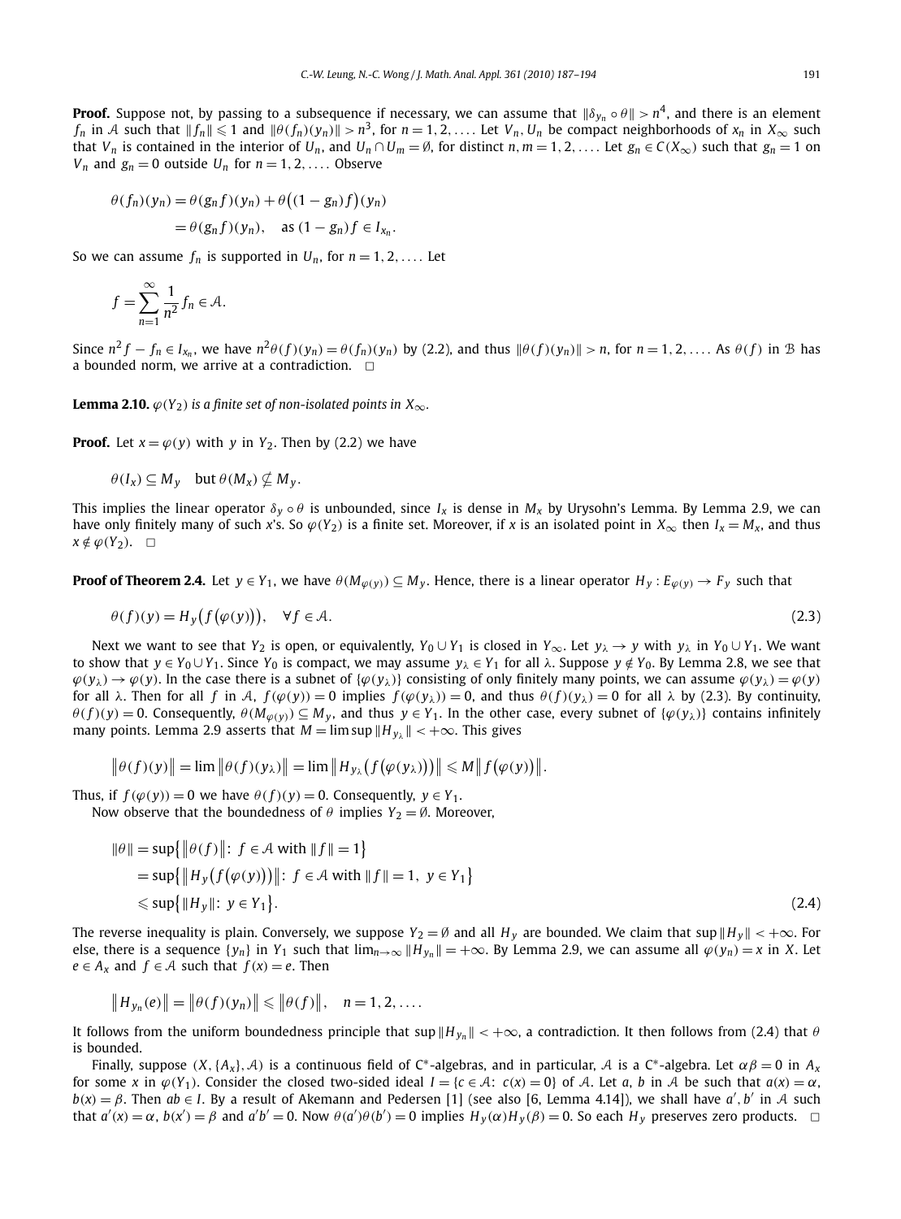**Proof.** Suppose not, by passing to a subsequence if necessary, we can assume that $\|\delta_{y_n} \circ \theta\| > n^4$, and there is an element $f_n$ in $\mathcal{A}$ such that $\|f_n\| \leqslant 1$ and $\|\theta(f_n)(y_n)\| > n^3$, for $n = 1, 2, \ldots$. Let $V_n, U_n$ be compact neighborhoods of $x_n$ in $X_\infty$ such that $V_n$ is contained in the interior of $U_n$, and $U_n \cap U_m = \emptyset$, for distinct $n, m = 1, 2, \ldots$. Let $g_n \in C(X_\infty)$ such that $g_n = 1$ on $V_n$ and $g_n = 0$ outside $U_n$ for $n = 1, 2, \ldots$. Observe

$$\begin{aligned}\theta(f_n)(y_n) &= \theta(g_n f)(y_n) + \theta\big((1 - g_n)f\big)(y_n) \\ &= \theta(g_n f)(y_n), \quad \text{as } (1 - g_n)f \in I_{x_n}.\end{aligned}$$

So we can assume $f_n$ is supported in $U_n$, for $n = 1, 2, \ldots$. Let

$$f = \sum_{n=1}^{\infty} \frac{1}{n^2} f_n \in \mathcal{A}.$$

Since $n^2 f - f_n \in I_{x_n}$, we have $n^2\theta(f)(y_n) = \theta(f_n)(y_n)$ by (2.2), and thus $\|\theta(f)(y_n)\| > n$, for $n = 1, 2, \ldots$. As $\theta(f)$ in $\mathcal{B}$ has a bounded norm, we arrive at a contradiction. $\square$

**Lemma 2.10.** *$\varphi(Y_2)$ is a finite set of non-isolated points in $X_\infty$.*

**Proof.** Let $x = \varphi(y)$ with $y$ in $Y_2$. Then by (2.2) we have

$$\theta(I_x) \subseteq M_y \quad \text{but } \theta(M_x) \nsubseteq M_y.$$

This implies the linear operator $\delta_y \circ \theta$ is unbounded, since $I_x$ is dense in $M_x$ by Urysohn's Lemma. By Lemma 2.9, we can have only finitely many of such $x$'s. So $\varphi(Y_2)$ is a finite set. Moreover, if $x$ is an isolated point in $X_\infty$ then $I_x = M_x$, and thus $x \notin \varphi(Y_2)$. $\square$

**Proof of Theorem 2.4.** Let $y \in Y_1$, we have $\theta(M_{\varphi(y)}) \subseteq M_y$. Hence, there is a linear operator $H_y : E_{\varphi(y)} \to F_y$ such that

$$\theta(f)(y) = H_y\big(f\big(\varphi(y)\big)\big), \quad \forall f \in \mathcal{A}. \tag{2.3}$$

Next we want to see that $Y_2$ is open, or equivalently, $Y_0 \cup Y_1$ is closed in $Y_\infty$. Let $y_\lambda \to y$ with $y_\lambda$ in $Y_0 \cup Y_1$. We want to show that $y \in Y_0 \cup Y_1$. Since $Y_0$ is compact, we may assume $y_\lambda \in Y_1$ for all $\lambda$. Suppose $y \notin Y_0$. By Lemma 2.8, we see that $\varphi(y_\lambda) \to \varphi(y)$. In the case there is a subnet of $\{\varphi(y_\lambda)\}$ consisting of only finitely many points, we can assume $\varphi(y_\lambda) = \varphi(y)$ for all $\lambda$. Then for all $f$ in $\mathcal{A}$, $f(\varphi(y)) = 0$ implies $f(\varphi(y_\lambda)) = 0$, and thus $\theta(f)(y_\lambda) = 0$ for all $\lambda$ by (2.3). By continuity, $\theta(f)(y) = 0$. Consequently, $\theta(M_{\varphi(y)}) \subseteq M_y$, and thus $y \in Y_1$. In the other case, every subnet of $\{\varphi(y_\lambda)\}$ contains infinitely many points. Lemma 2.9 asserts that $M = \limsup \|H_{y_\lambda}\| < +\infty$. This gives

$$\big\|\theta(f)(y)\big\| = \lim \big\|\theta(f)(y_\lambda)\big\| = \lim \big\|H_{y_\lambda}\big(f\big(\varphi(y_\lambda)\big)\big)\big\| \leqslant M\big\|f\big(\varphi(y)\big)\big\|.$$

Thus, if $f(\varphi(y)) = 0$ we have $\theta(f)(y) = 0$. Consequently, $y \in Y_1$.

Now observe that the boundedness of $\theta$ implies $Y_2 = \emptyset$. Moreover,

$$\begin{aligned}\|\theta\| &= \sup\big\{\big\|\theta(f)\big\|: f \in \mathcal{A} \text{ with } \|f\| = 1\big\} \\ &= \sup\big\{\big\|H_y\big(f\big(\varphi(y)\big)\big)\big\|: f \in \mathcal{A} \text{ with } \|f\| = 1, \ y \in Y_1\big\} \\ &\leqslant \sup\big\{\|H_y\|: y \in Y_1\big\}.\end{aligned} \tag{2.4}$$

The reverse inequality is plain. Conversely, we suppose $Y_2 = \emptyset$ and all $H_y$ are bounded. We claim that $\sup \|H_y\| < +\infty$. For else, there is a sequence $\{y_n\}$ in $Y_1$ such that $\lim_{n\to\infty} \|H_{y_n}\| = +\infty$. By Lemma 2.9, we can assume all $\varphi(y_n) = x$ in $X$. Let $e \in A_x$ and $f \in \mathcal{A}$ such that $f(x) = e$. Then

$$\big\|H_{y_n}(e)\big\| = \big\|\theta(f)(y_n)\big\| \leqslant \big\|\theta(f)\big\|, \quad n = 1, 2, \ldots.$$

It follows from the uniform boundedness principle that $\sup \|H_{y_n}\| < +\infty$, a contradiction. It then follows from (2.4) that $\theta$ is bounded.

Finally, suppose $(X, \{A_x\}, \mathcal{A})$ is a continuous field of C*-algebras, and in particular, $\mathcal{A}$ is a C*-algebra. Let $\alpha\beta = 0$ in $A_x$ for some $x$ in $\varphi(Y_1)$. Consider the closed two-sided ideal $I = \{c \in \mathcal{A}: c(x) = 0\}$ of $\mathcal{A}$. Let $a, b$ in $\mathcal{A}$ be such that $a(x) = \alpha$, $b(x) = \beta$. Then $ab \in I$. By a result of Akemann and Pedersen [1] (see also [6, Lemma 4.14]), we shall have $a', b'$ in $\mathcal{A}$ such that $a'(x) = \alpha$, $b'(x') = \beta$ and $a'b' = 0$. Now $\theta(a')\theta(b') = 0$ implies $H_y(\alpha)H_y(\beta) = 0$. So each $H_y$ preserves zero products. $\square$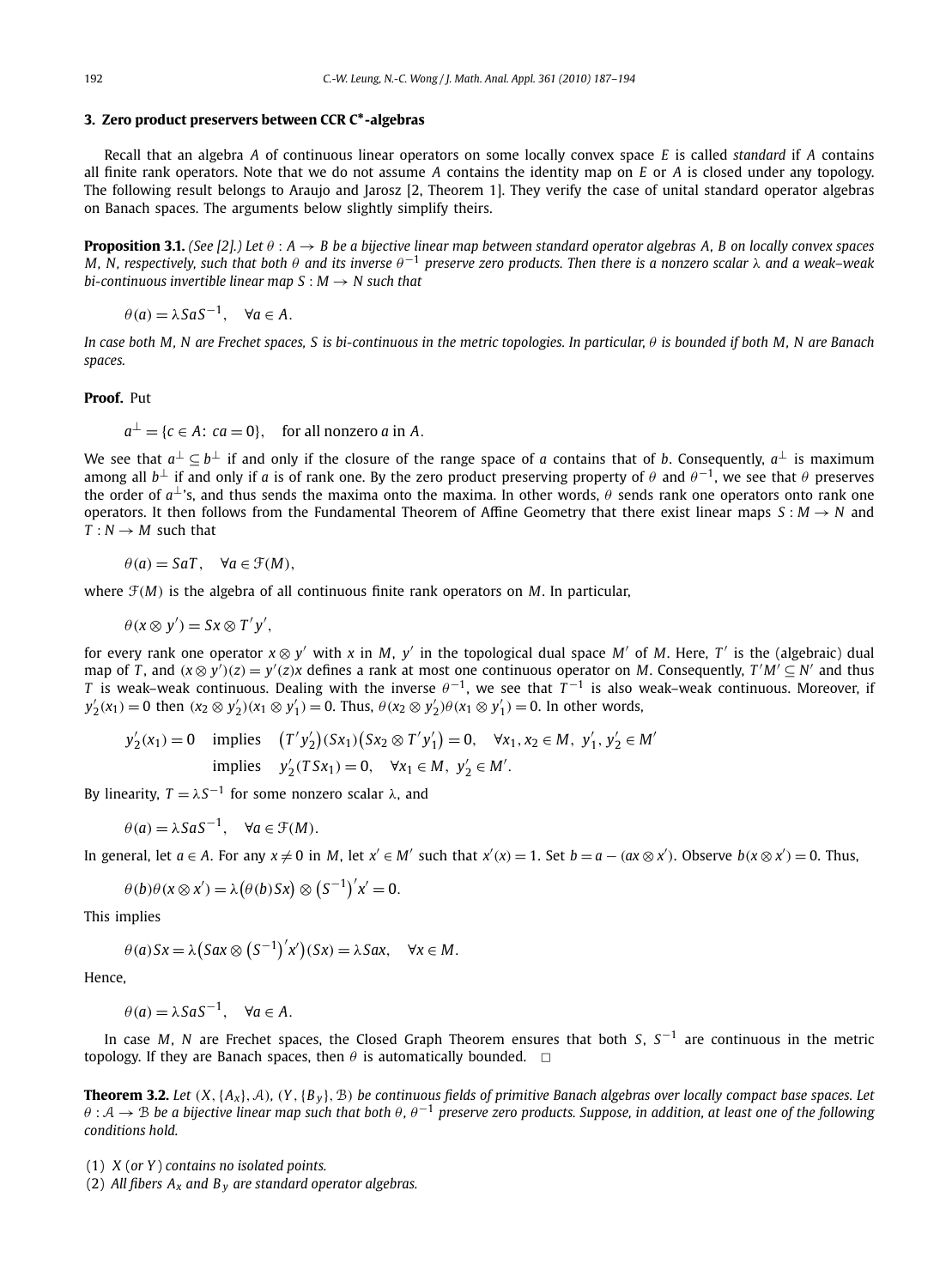## 3. Zero product preservers between CCR C*-algebras

Recall that an algebra $A$ of continuous linear operators on some locally convex space $E$ is called *standard* if $A$ contains all finite rank operators. Note that we do not assume $A$ contains the identity map on $E$ or $A$ is closed under any topology. The following result belongs to Araujo and Jarosz [2, Theorem 1]. They verify the case of unital standard operator algebras on Banach spaces. The arguments below slightly simplify theirs.

**Proposition 3.1.** *(See [2].) Let $\theta : A \to B$ be a bijective linear map between standard operator algebras $A$, $B$ on locally convex spaces $M$, $N$, respectively, such that both $\theta$ and its inverse $\theta^{-1}$ preserve zero products. Then there is a nonzero scalar $\lambda$ and a weak–weak bi-continuous invertible linear map $S : M \to N$ such that*

$$\theta(a) = \lambda SaS^{-1}, \quad \forall a \in A.$$

*In case both $M$, $N$ are Frechet spaces, $S$ is bi-continuous in the metric topologies. In particular, $\theta$ is bounded if both $M$, $N$ are Banach spaces.*

**Proof.** Put

$$a^{\perp} = \{c \in A\colon\ ca = 0\}, \quad \text{for all nonzero } a \text{ in } A.$$

We see that $a^{\perp} \subseteq b^{\perp}$ if and only if the closure of the range space of $a$ contains that of $b$. Consequently, $a^{\perp}$ is maximum among all $b^{\perp}$ if and only if $a$ is of rank one. By the zero product preserving property of $\theta$ and $\theta^{-1}$, we see that $\theta$ preserves the order of $a^{\perp}$'s, and thus sends the maxima onto the maxima. In other words, $\theta$ sends rank one operators onto rank one operators. It then follows from the Fundamental Theorem of Affine Geometry that there exist linear maps $S : M \to N$ and $T : N \to M$ such that

$$\theta(a) = SaT, \quad \forall a \in \mathcal{F}(M),$$

where $\mathcal{F}(M)$ is the algebra of all continuous finite rank operators on $M$. In particular,

$$\theta(x \otimes y') = Sx \otimes T'y',$$

for every rank one operator $x \otimes y'$ with $x$ in $M$, $y'$ in the topological dual space $M'$ of $M$. Here, $T'$ is the (algebraic) dual map of $T$, and $(x \otimes y')(z) = y'(z)x$ defines a rank at most one continuous operator on $M$. Consequently, $T'M' \subseteq N'$ and thus $T$ is weak–weak continuous. Dealing with the inverse $\theta^{-1}$, we see that $T^{-1}$ is also weak–weak continuous. Moreover, if $y_2'(x_1) = 0$ then $(x_2 \otimes y_2')(x_1 \otimes y_1') = 0$. Thus, $\theta(x_2 \otimes y_2')\theta(x_1 \otimes y_1') = 0$. In other words,

$$\begin{aligned} y_2'(x_1) = 0 \quad &\text{implies} \quad \big(T'y_2'\big)(Sx_1)\big(Sx_2 \otimes T'y_1'\big) = 0, \quad \forall x_1, x_2 \in M,\ y_1', y_2' \in M' \\ &\text{implies} \quad y_2'(TSx_1) = 0, \quad \forall x_1 \in M,\ y_2' \in M'. \end{aligned}$$

By linearity, $T = \lambda S^{-1}$ for some nonzero scalar $\lambda$, and

$$\theta(a) = \lambda SaS^{-1}, \quad \forall a \in \mathcal{F}(M).$$

In general, let $a \in A$. For any $x \neq 0$ in $M$, let $x' \in M'$ such that $x'(x) = 1$. Set $b = a - (ax \otimes x')$. Observe $b(x \otimes x') = 0$. Thus,

$$\theta(b)\theta(x \otimes x') = \lambda\big(\theta(b)Sx\big) \otimes \big(S^{-1}\big)'x' = 0.$$

This implies

$$\theta(a)Sx = \lambda\big(Sax \otimes \big(S^{-1}\big)'x'\big)(Sx) = \lambda Sax, \quad \forall x \in M.$$

Hence,

$$\theta(a) = \lambda SaS^{-1}, \quad \forall a \in A.$$

In case $M$, $N$ are Frechet spaces, the Closed Graph Theorem ensures that both $S$, $S^{-1}$ are continuous in the metric topology. If they are Banach spaces, then $\theta$ is automatically bounded. $\square$

**Theorem 3.2.** *Let $(X, \{A_x\}, \mathcal{A})$, $(Y, \{B_y\}, \mathcal{B})$ be continuous fields of primitive Banach algebras over locally compact base spaces. Let $\theta : \mathcal{A} \to \mathcal{B}$ be a bijective linear map such that both $\theta$, $\theta^{-1}$ preserve zero products. Suppose, in addition, at least one of the following conditions hold.*

1. *$X$ (or $Y$) contains no isolated points.*
2. *All fibers $A_x$ and $B_y$ are standard operator algebras.*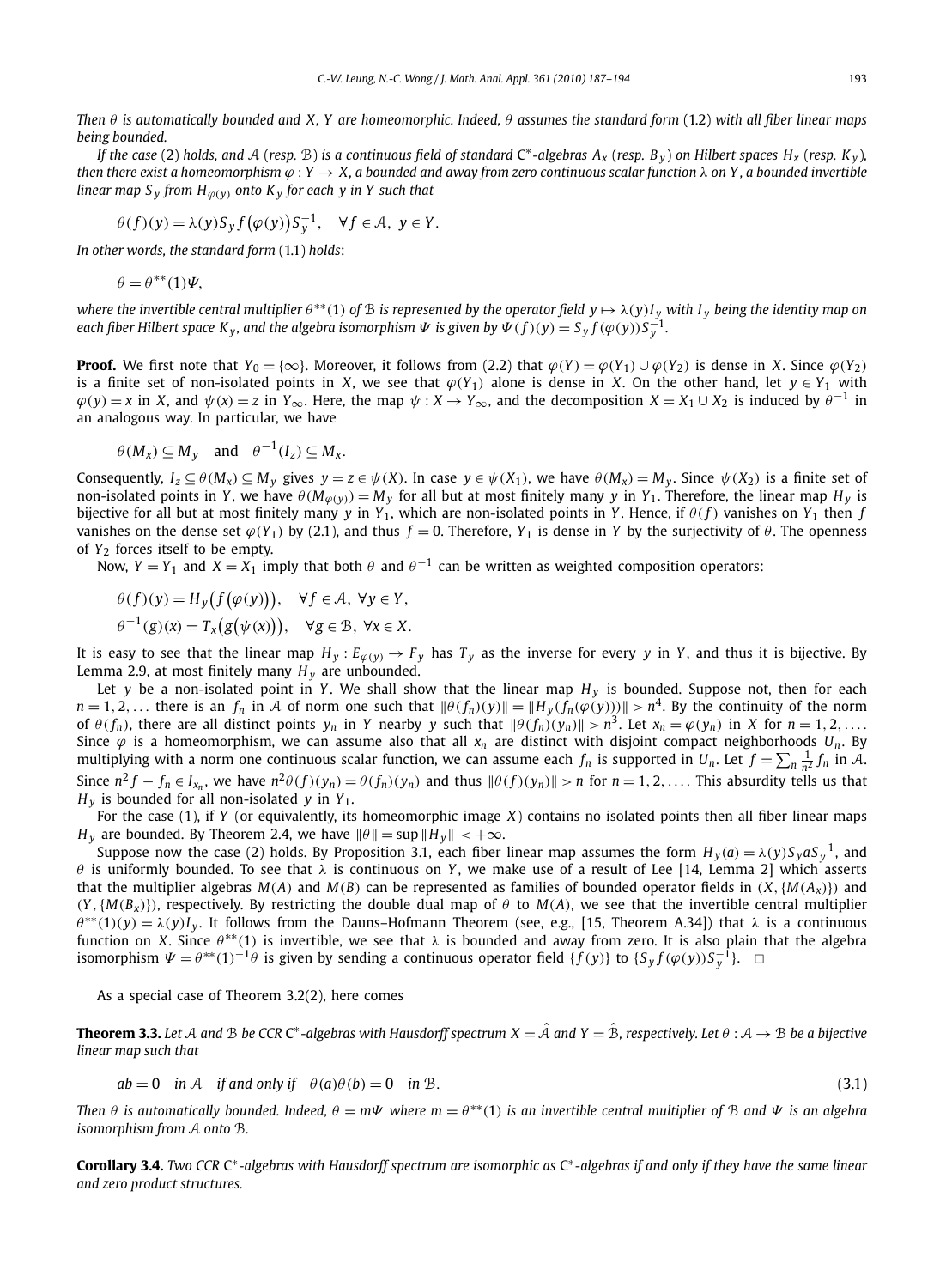*Then $\theta$ is automatically bounded and $X$, $Y$ are homeomorphic. Indeed, $\theta$ assumes the standard form (1.2) with all fiber linear maps being bounded.*

*If the case (2) holds, and $\mathcal{A}$ (resp. $\mathcal{B}$) is a continuous field of standard $C^*$-algebras $A_x$ (resp. $B_y$) on Hilbert spaces $H_x$ (resp. $K_y$), then there exist a homeomorphism $\varphi : Y \to X$, a bounded and away from zero continuous scalar function $\lambda$ on $Y$, a bounded invertible linear map $S_y$ from $H_{\varphi(y)}$ onto $K_y$ for each $y$ in $Y$ such that*

$$\theta(f)(y) = \lambda(y) S_y f\big(\varphi(y)\big) S_y^{-1}, \quad \forall f \in \mathcal{A},\ y \in Y.$$

*In other words, the standard form (1.1) holds:*

$$\theta = \theta^{**}(1)\Psi,$$

*where the invertible central multiplier $\theta^{**}(1)$ of $\mathcal{B}$ is represented by the operator field $y \mapsto \lambda(y) I_y$ with $I_y$ being the identity map on each fiber Hilbert space $K_y$, and the algebra isomorphism $\Psi$ is given by $\Psi(f)(y) = S_y f(\varphi(y)) S_y^{-1}$.*

**Proof.** We first note that $Y_0 = \{\infty\}$. Moreover, it follows from (2.2) that $\varphi(Y) = \varphi(Y_1) \cup \varphi(Y_2)$ is dense in $X$. Since $\varphi(Y_2)$ is a finite set of non-isolated points in $X$, we see that $\varphi(Y_1)$ alone is dense in $X$. On the other hand, let $y \in Y_1$ with $\varphi(y) = x$ in $X$, and $\psi(x) = z$ in $Y_\infty$. Here, the map $\psi : X \to Y_\infty$, and the decomposition $X = X_1 \cup X_2$ is induced by $\theta^{-1}$ in an analogous way. In particular, we have

$$\theta(M_x) \subseteq M_y \quad \text{and} \quad \theta^{-1}(I_z) \subseteq M_x.$$

Consequently, $I_z \subseteq \theta(M_x) \subseteq M_y$ gives $y = z \in \psi(X)$. In case $y \in \psi(X_1)$, we have $\theta(M_x) = M_y$. Since $\psi(X_2)$ is a finite set of non-isolated points in $Y$, we have $\theta(M_{\varphi(y)}) = M_y$ for all but at most finitely many $y$ in $Y_1$. Therefore, the linear map $H_y$ is bijective for all but at most finitely many $y$ in $Y_1$, which are non-isolated points in $Y$. Hence, if $\theta(f)$ vanishes on $Y_1$ then $f$ vanishes on the dense set $\varphi(Y_1)$ by (2.1), and thus $f = 0$. Therefore, $Y_1$ is dense in $Y$ by the surjectivity of $\theta$. The openness of $Y_2$ forces itself to be empty.

Now, $Y = Y_1$ and $X = X_1$ imply that both $\theta$ and $\theta^{-1}$ can be written as weighted composition operators:

$$\theta(f)(y) = H_y\big(f\big(\varphi(y)\big)\big), \quad \forall f \in \mathcal{A},\ \forall y \in Y,$$
$$\theta^{-1}(g)(x) = T_x\big(g\big(\psi(x)\big)\big), \quad \forall g \in \mathcal{B},\ \forall x \in X.$$

It is easy to see that the linear map $H_y : E_{\varphi(y)} \to F_y$ has $T_y$ as the inverse for every $y$ in $Y$, and thus it is bijective. By Lemma 2.9, at most finitely many $H_y$ are unbounded.

Let $y$ be a non-isolated point in $Y$. We shall show that the linear map $H_y$ is bounded. Suppose not, then for each $n = 1, 2, \ldots$ there is an $f_n$ in $\mathcal{A}$ of norm one such that $\|\theta(f_n)(y)\| = \|H_y(f_n(\varphi(y)))\| > n^4$. By the continuity of the norm of $\theta(f_n)$, there are all distinct points $y_n$ in $Y$ nearby $y$ such that $\|\theta(f_n)(y_n)\| > n^3$. Let $x_n = \varphi(y_n)$ in $X$ for $n = 1, 2, \ldots$. Since $\varphi$ is a homeomorphism, we can assume also that all $x_n$ are distinct with disjoint compact neighborhoods $U_n$. By multiplying with a norm one continuous scalar function, we can assume each $f_n$ is supported in $U_n$. Let $f = \sum_n \frac{1}{n^2} f_n$ in $\mathcal{A}$. Since $n^2 f - f_n \in I_{x_n}$, we have $n^2\theta(f)(y_n) = \theta(f_n)(y_n)$ and thus $\|\theta(f)(y_n)\| > n$ for $n = 1, 2, \ldots$. This absurdity tells us that $H_y$ is bounded for all non-isolated $y$ in $Y_1$.

For the case (1), if $Y$ (or equivalently, its homeomorphic image $X$) contains no isolated points then all fiber linear maps $H_y$ are bounded. By Theorem 2.4, we have $\|\theta\| = \sup \|H_y\| < +\infty$.

Suppose now the case (2) holds. By Proposition 3.1, each fiber linear map assumes the form $H_y(a) = \lambda(y) S_y a S_y^{-1}$, and $\theta$ is uniformly bounded. To see that $\lambda$ is continuous on $Y$, we make use of a result of Lee [14, Lemma 2] which asserts that the multiplier algebras $M(A)$ and $M(B)$ can be represented as families of bounded operator fields in $(X, \{M(A_x)\})$ and $(Y, \{M(B_x)\})$, respectively. By restricting the double dual map of $\theta$ to $M(A)$, we see that the invertible central multiplier $\theta^{**}(1)(y) = \lambda(y) I_y$. It follows from the Dauns–Hofmann Theorem (see, e.g., [15, Theorem A.34]) that $\lambda$ is a continuous function on $X$. Since $\theta^{**}(1)$ is invertible, we see that $\lambda$ is bounded and away from zero. It is also plain that the algebra isomorphism $\Psi = \theta^{**}(1)^{-1}\theta$ is given by sending a continuous operator field $\{f(y)\}$ to $\{S_y f(\varphi(y)) S_y^{-1}\}$. $\square$

As a special case of Theorem 3.2(2), here comes

**Theorem 3.3.** *Let $\mathcal{A}$ and $\mathcal{B}$ be CCR $C^*$-algebras with Hausdorff spectrum $X = \hat{\mathcal{A}}$ and $Y = \hat{\mathcal{B}}$, respectively. Let $\theta : \mathcal{A} \to \mathcal{B}$ be a bijective linear map such that*

$$ab = 0 \quad \text{in } \mathcal{A} \quad \text{if and only if} \quad \theta(a)\theta(b) = 0 \quad \text{in } \mathcal{B}. \tag{3.1}$$

*Then $\theta$ is automatically bounded. Indeed, $\theta = m\Psi$ where $m = \theta^{**}(1)$ is an invertible central multiplier of $\mathcal{B}$ and $\Psi$ is an algebra isomorphism from $\mathcal{A}$ onto $\mathcal{B}$.*

**Corollary 3.4.** *Two CCR $C^*$-algebras with Hausdorff spectrum are isomorphic as $C^*$-algebras if and only if they have the same linear and zero product structures.*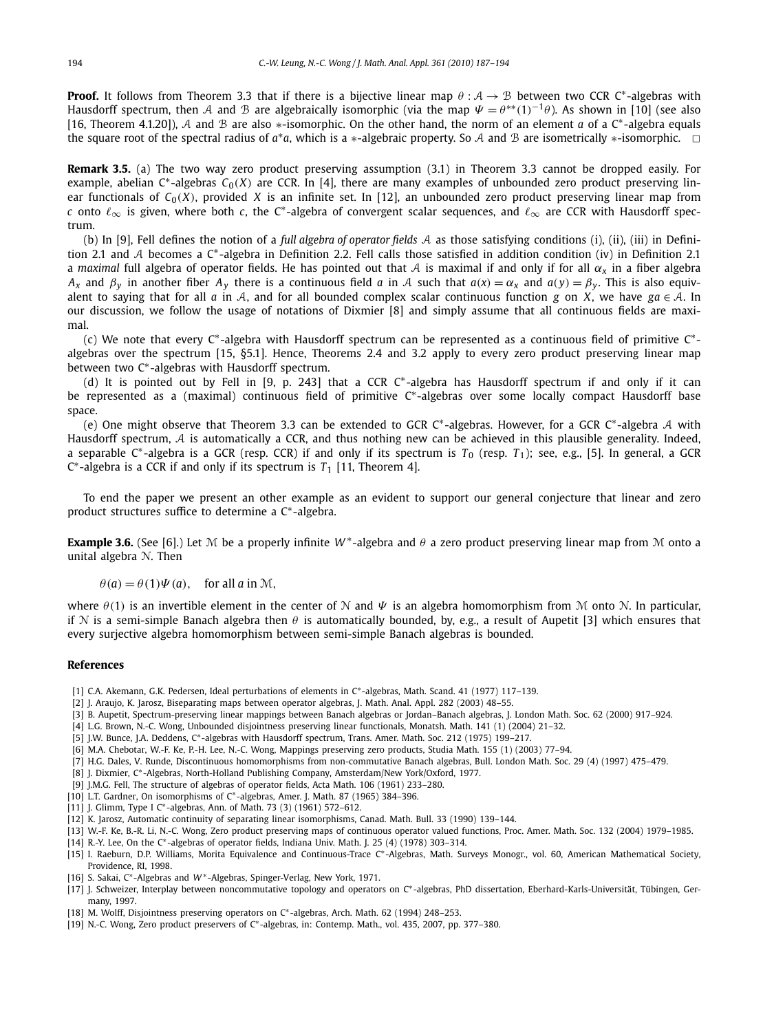**Proof.** It follows from Theorem 3.3 that if there is a bijective linear map $\theta : \mathcal{A} \to \mathcal{B}$ between two CCR C*-algebras with Hausdorff spectrum, then $\mathcal{A}$ and $\mathcal{B}$ are algebraically isomorphic (via the map $\Psi = \theta^{**}(1)^{-1}\theta$). As shown in [10] (see also [16, Theorem 4.1.20]), $\mathcal{A}$ and $\mathcal{B}$ are also $*$-isomorphic. On the other hand, the norm of an element $a$ of a C*-algebra equals the square root of the spectral radius of $a^*a$, which is a $*$-algebraic property. So $\mathcal{A}$ and $\mathcal{B}$ are isometrically $*$-isomorphic. □

**Remark 3.5.** (a) The two way zero product preserving assumption (3.1) in Theorem 3.3 cannot be dropped easily. For example, abelian C*-algebras $C_0(X)$ are CCR. In [4], there are many examples of unbounded zero product preserving linear functionals of $C_0(X)$, provided $X$ is an infinite set. In [12], an unbounded zero product preserving linear map from $c$ onto $\ell_\infty$ is given, where both $c$, the C*-algebra of convergent scalar sequences, and $\ell_\infty$ are CCR with Hausdorff spectrum.

(b) In [9], Fell defines the notion of a *full algebra of operator fields* $\mathcal{A}$ as those satisfying conditions (i), (ii), (iii) in Definition 2.1 and $\mathcal{A}$ becomes a C*-algebra in Definition 2.2. Fell calls those satisfied in addition condition (iv) in Definition 2.1 a *maximal* full algebra of operator fields. He has pointed out that $\mathcal{A}$ is maximal if and only if for all $\alpha_x$ in a fiber algebra $A_x$ and $\beta_y$ in another fiber $A_y$ there is a continuous field $a$ in $\mathcal{A}$ such that $a(x) = \alpha_x$ and $a(y) = \beta_y$. This is also equivalent to saying that for all $a$ in $\mathcal{A}$, and for all bounded complex scalar continuous function $g$ on $X$, we have $ga \in \mathcal{A}$. In our discussion, we follow the usage of notations of Dixmier [8] and simply assume that all continuous fields are maximal.

(c) We note that every C*-algebra with Hausdorff spectrum can be represented as a continuous field of primitive C*-algebras over the spectrum [15, §5.1]. Hence, Theorems 2.4 and 3.2 apply to every zero product preserving linear map between two C*-algebras with Hausdorff spectrum.

(d) It is pointed out by Fell in [9, p. 243] that a CCR C*-algebra has Hausdorff spectrum if and only if it can be represented as a (maximal) continuous field of primitive C*-algebras over some locally compact Hausdorff base space.

(e) One might observe that Theorem 3.3 can be extended to GCR C*-algebras. However, for a GCR C*-algebra $\mathcal{A}$ with Hausdorff spectrum, $\mathcal{A}$ is automatically a CCR, and thus nothing new can be achieved in this plausible generality. Indeed, a separable C*-algebra is a GCR (resp. CCR) if and only if its spectrum is $T_0$ (resp. $T_1$); see, e.g., [5]. In general, a GCR C*-algebra is a CCR if and only if its spectrum is $T_1$ [11, Theorem 4].

To end the paper we present an other example as an evident to support our general conjecture that linear and zero product structures suffice to determine a C*-algebra.

**Example 3.6.** (See [6].) Let $\mathcal{M}$ be a properly infinite $W^*$-algebra and $\theta$ a zero product preserving linear map from $\mathcal{M}$ onto a unital algebra $\mathcal{N}$. Then

$$\theta(a) = \theta(1)\Psi(a), \quad \text{for all } a \text{ in } \mathcal{M},$$

where $\theta(1)$ is an invertible element in the center of $\mathcal{N}$ and $\Psi$ is an algebra homomorphism from $\mathcal{M}$ onto $\mathcal{N}$. In particular, if $\mathcal{N}$ is a semi-simple Banach algebra then $\theta$ is automatically bounded, by, e.g., a result of Aupetit [3] which ensures that every surjective algebra homomorphism between semi-simple Banach algebras is bounded.

## References

[1] C.A. Akemann, G.K. Pedersen, Ideal perturbations of elements in C*-algebras, Math. Scand. 41 (1977) 117–139.

[2] J. Araujo, K. Jarosz, Biseparating maps between operator algebras, J. Math. Anal. Appl. 282 (2003) 48–55.

[3] B. Aupetit, Spectrum-preserving linear mappings between Banach algebras or Jordan–Banach algebras, J. London Math. Soc. 62 (2000) 917–924.

[4] L.G. Brown, N.-C. Wong, Unbounded disjointness preserving linear functionals, Monatsh. Math. 141 (1) (2004) 21–32.

[5] J.W. Bunce, J.A. Deddens, C*-algebras with Hausdorff spectrum, Trans. Amer. Math. Soc. 212 (1975) 199–217.

[6] M.A. Chebotar, W.-F. Ke, P.-H. Lee, N.-C. Wong, Mappings preserving zero products, Studia Math. 155 (1) (2003) 77–94.

[7] H.G. Dales, V. Runde, Discontinuous homomorphisms from non-commutative Banach algebras, Bull. London Math. Soc. 29 (4) (1997) 475–479.

[8] J. Dixmier, C*-Algebras, North-Holland Publishing Company, Amsterdam/New York/Oxford, 1977.

[9] J.M.G. Fell, The structure of algebras of operator fields, Acta Math. 106 (1961) 233–280.

[10] L.T. Gardner, On isomorphisms of C*-algebras, Amer. J. Math. 87 (1965) 384–396.

[11] J. Glimm, Type I C*-algebras, Ann. of Math. 73 (3) (1961) 572–612.

[12] K. Jarosz, Automatic continuity of separating linear isomorphisms, Canad. Math. Bull. 33 (1990) 139–144.

[13] W.-F. Ke, B.-R. Li, N.-C. Wong, Zero product preserving maps of continuous operator valued functions, Proc. Amer. Math. Soc. 132 (2004) 1979–1985.

[14] R.-Y. Lee, On the C*-algebras of operator fields, Indiana Univ. Math. J. 25 (4) (1978) 303–314.

[15] I. Raeburn, D.P. Williams, Morita Equivalence and Continuous-Trace C*-Algebras, Math. Surveys Monogr., vol. 60, American Mathematical Society, Providence, RI, 1998.

[16] S. Sakai, C*-Algebras and $W^*$-Algebras, Spinger-Verlag, New York, 1971.

[17] J. Schweizer, Interplay between noncommutative topology and operators on C*-algebras, PhD dissertation, Eberhard-Karls-Universität, Tübingen, Germany, 1997.

[18] M. Wolff, Disjointness preserving operators on C*-algebras, Arch. Math. 62 (1994) 248–253.

[19] N.-C. Wong, Zero product preservers of C*-algebras, in: Contemp. Math., vol. 435, 2007, pp. 377–380.